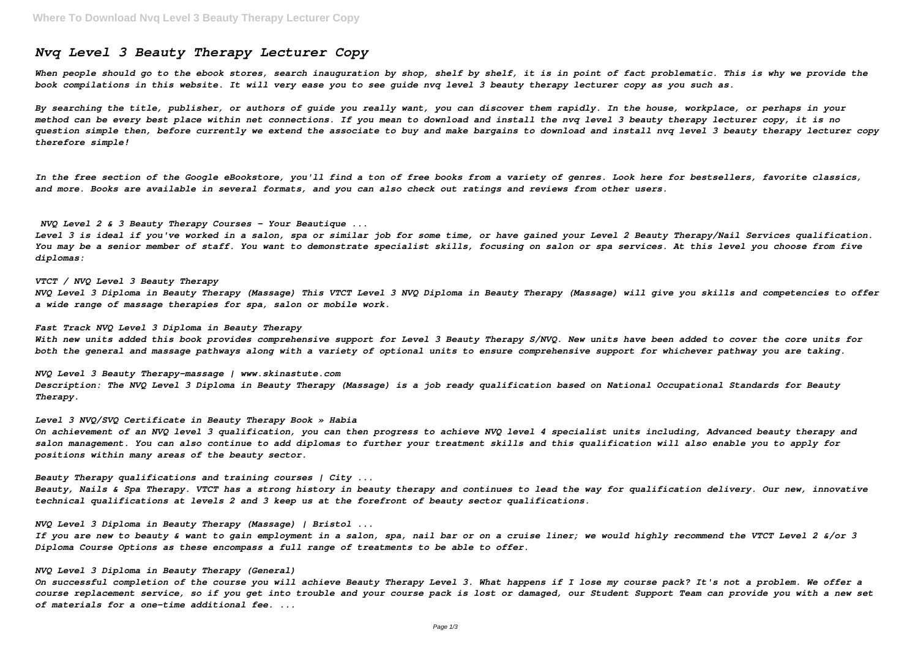# *Nvq Level 3 Beauty Therapy Lecturer Copy*

***When people should go to the ebook stores, search inauguration by shop, shelf by shelf, it is in point of fact problematic. This is why we provide the book compilations in this website. It will very ease you to see guide nvq level 3 beauty therapy lecturer copy as you such as.***

***By searching the title, publisher, or authors of guide you really want, you can discover them rapidly. In the house, workplace, or perhaps in your method can be every best place within net connections. If you mean to download and install the nvq level 3 beauty therapy lecturer copy, it is no question simple then, before currently we extend the associate to buy and make bargains to download and install nvq level 3 beauty therapy lecturer copy therefore simple!***

***In the free section of the Google eBookstore, you'll find a ton of free books from a variety of genres. Look here for bestsellers, favorite classics, and more. Books are available in several formats, and you can also check out ratings and reviews from other users.***

***NVQ Level 2 & 3 Beauty Therapy Courses - Your Beautique ...***

***Level 3 is ideal if you've worked in a salon, spa or similar job for some time, or have gained your Level 2 Beauty Therapy/Nail Services qualification. You may be a senior member of staff. You want to demonstrate specialist skills, focusing on salon or spa services. At this level you choose from five diplomas:***

***VTCT / NVQ Level 3 Beauty Therapy***

***NVQ Level 3 Diploma in Beauty Therapy (Massage) This VTCT Level 3 NVQ Diploma in Beauty Therapy (Massage) will give you skills and competencies to offer a wide range of massage therapies for spa, salon or mobile work.***

***Fast Track NVQ Level 3 Diploma in Beauty Therapy***

***With new units added this book provides comprehensive support for Level 3 Beauty Therapy S/NVQ. New units have been added to cover the core units for both the general and massage pathways along with a variety of optional units to ensure comprehensive support for whichever pathway you are taking.***

***NVQ Level 3 Beauty Therapy-massage | www.skinastute.com***

***Description: The NVQ Level 3 Diploma in Beauty Therapy (Massage) is a job ready qualification based on National Occupational Standards for Beauty Therapy.***

***Level 3 NVQ/SVQ Certificate in Beauty Therapy Book » Habia***

***On achievement of an NVQ level 3 qualification, you can then progress to achieve NVQ level 4 specialist units including, Advanced beauty therapy and salon management. You can also continue to add diplomas to further your treatment skills and this qualification will also enable you to apply for positions within many areas of the beauty sector.***

***Beauty Therapy qualifications and training courses | City ...***

***Beauty, Nails & Spa Therapy. VTCT has a strong history in beauty therapy and continues to lead the way for qualification delivery. Our new, innovative technical qualifications at levels 2 and 3 keep us at the forefront of beauty sector qualifications.***

***NVQ Level 3 Diploma in Beauty Therapy (Massage) | Bristol ...***

***If you are new to beauty & want to gain employment in a salon, spa, nail bar or on a cruise liner; we would highly recommend the VTCT Level 2 &/or 3 Diploma Course Options as these encompass a full range of treatments to be able to offer.***

***NVQ Level 3 Diploma in Beauty Therapy (General)***

***On successful completion of the course you will achieve Beauty Therapy Level 3. What happens if I lose my course pack? It's not a problem. We offer a course replacement service, so if you get into trouble and your course pack is lost or damaged, our Student Support Team can provide you with a new set of materials for a one-time additional fee. ...***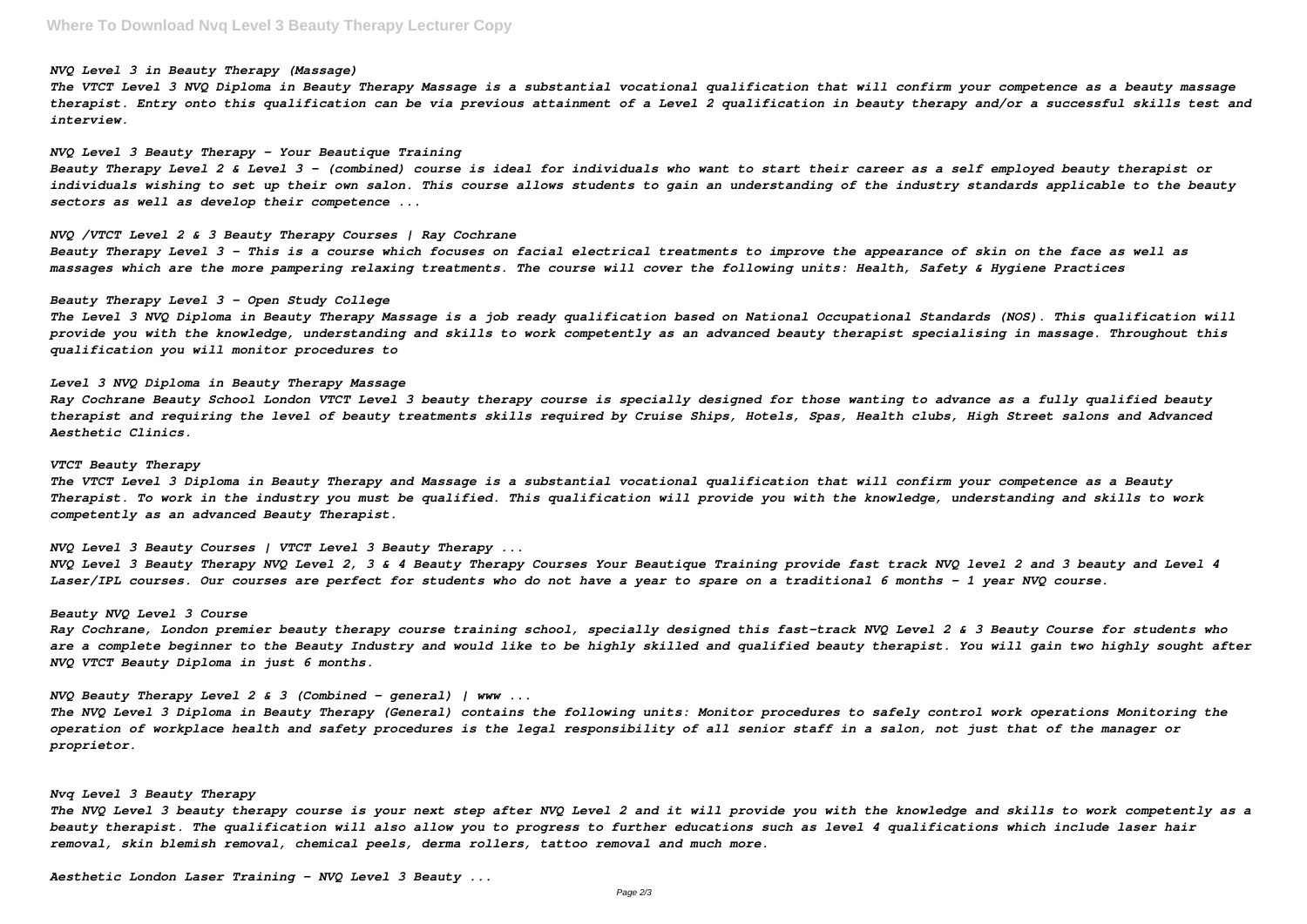*NVQ Level 3 in Beauty Therapy (Massage)*

*The VTCT Level 3 NVQ Diploma in Beauty Therapy Massage is a substantial vocational qualification that will confirm your competence as a beauty massage therapist. Entry onto this qualification can be via previous attainment of a Level 2 qualification in beauty therapy and/or a successful skills test and interview.*

*NVQ Level 3 Beauty Therapy - Your Beautique Training*

*Beauty Therapy Level 2 & Level 3 - (combined) course is ideal for individuals who want to start their career as a self employed beauty therapist or individuals wishing to set up their own salon. This course allows students to gain an understanding of the industry standards applicable to the beauty sectors as well as develop their competence ...*

*NVQ /VTCT Level 2 & 3 Beauty Therapy Courses | Ray Cochrane*

*Beauty Therapy Level 3 - This is a course which focuses on facial electrical treatments to improve the appearance of skin on the face as well as massages which are the more pampering relaxing treatments. The course will cover the following units: Health, Safety & Hygiene Practices*

*Beauty Therapy Level 3 - Open Study College*

*The Level 3 NVQ Diploma in Beauty Therapy Massage is a job ready qualification based on National Occupational Standards (NOS). This qualification will provide you with the knowledge, understanding and skills to work competently as an advanced beauty therapist specialising in massage. Throughout this qualification you will monitor procedures to*

*Level 3 NVQ Diploma in Beauty Therapy Massage*

*Ray Cochrane Beauty School London VTCT Level 3 beauty therapy course is specially designed for those wanting to advance as a fully qualified beauty therapist and requiring the level of beauty treatments skills required by Cruise Ships, Hotels, Spas, Health clubs, High Street salons and Advanced Aesthetic Clinics.*

*VTCT Beauty Therapy*

*The VTCT Level 3 Diploma in Beauty Therapy and Massage is a substantial vocational qualification that will confirm your competence as a Beauty Therapist. To work in the industry you must be qualified. This qualification will provide you with the knowledge, understanding and skills to work competently as an advanced Beauty Therapist.*

*NVQ Level 3 Beauty Courses | VTCT Level 3 Beauty Therapy ...*

*NVQ Level 3 Beauty Therapy NVQ Level 2, 3 & 4 Beauty Therapy Courses Your Beautique Training provide fast track NVQ level 2 and 3 beauty and Level 4 Laser/IPL courses. Our courses are perfect for students who do not have a year to spare on a traditional 6 months - 1 year NVQ course.*

*Beauty NVQ Level 3 Course*

*Ray Cochrane, London premier beauty therapy course training school, specially designed this fast-track NVQ Level 2 & 3 Beauty Course for students who are a complete beginner to the Beauty Industry and would like to be highly skilled and qualified beauty therapist. You will gain two highly sought after NVQ VTCT Beauty Diploma in just 6 months.*

*NVQ Beauty Therapy Level 2 & 3 (Combined - general) | www ...*

*The NVQ Level 3 Diploma in Beauty Therapy (General) contains the following units: Monitor procedures to safely control work operations Monitoring the operation of workplace health and safety procedures is the legal responsibility of all senior staff in a salon, not just that of the manager or proprietor.*

*Nvq Level 3 Beauty Therapy*

*The NVQ Level 3 beauty therapy course is your next step after NVQ Level 2 and it will provide you with the knowledge and skills to work competently as a beauty therapist. The qualification will also allow you to progress to further educations such as level 4 qualifications which include laser hair removal, skin blemish removal, chemical peels, derma rollers, tattoo removal and much more.*

*Aesthetic London Laser Training - NVQ Level 3 Beauty ...*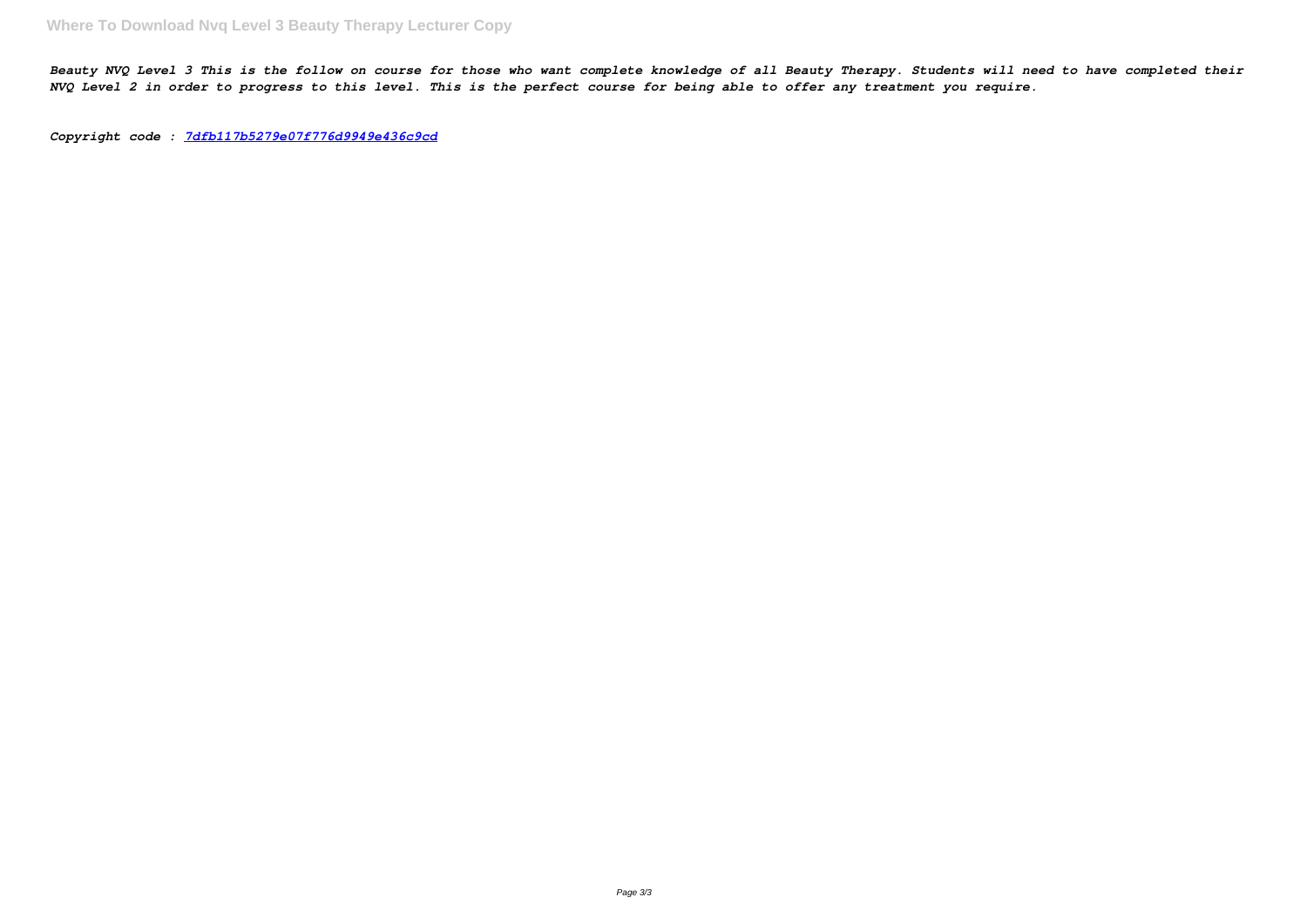***Beauty NVQ Level 3 This is the follow on course for those who want complete knowledge of all Beauty Therapy. Students will need to have completed their NVQ Level 2 in order to progress to this level. This is the perfect course for being able to offer any treatment you require.***

***Copyright code : 7dfb117b5279e07f776d9949e436c9cd***